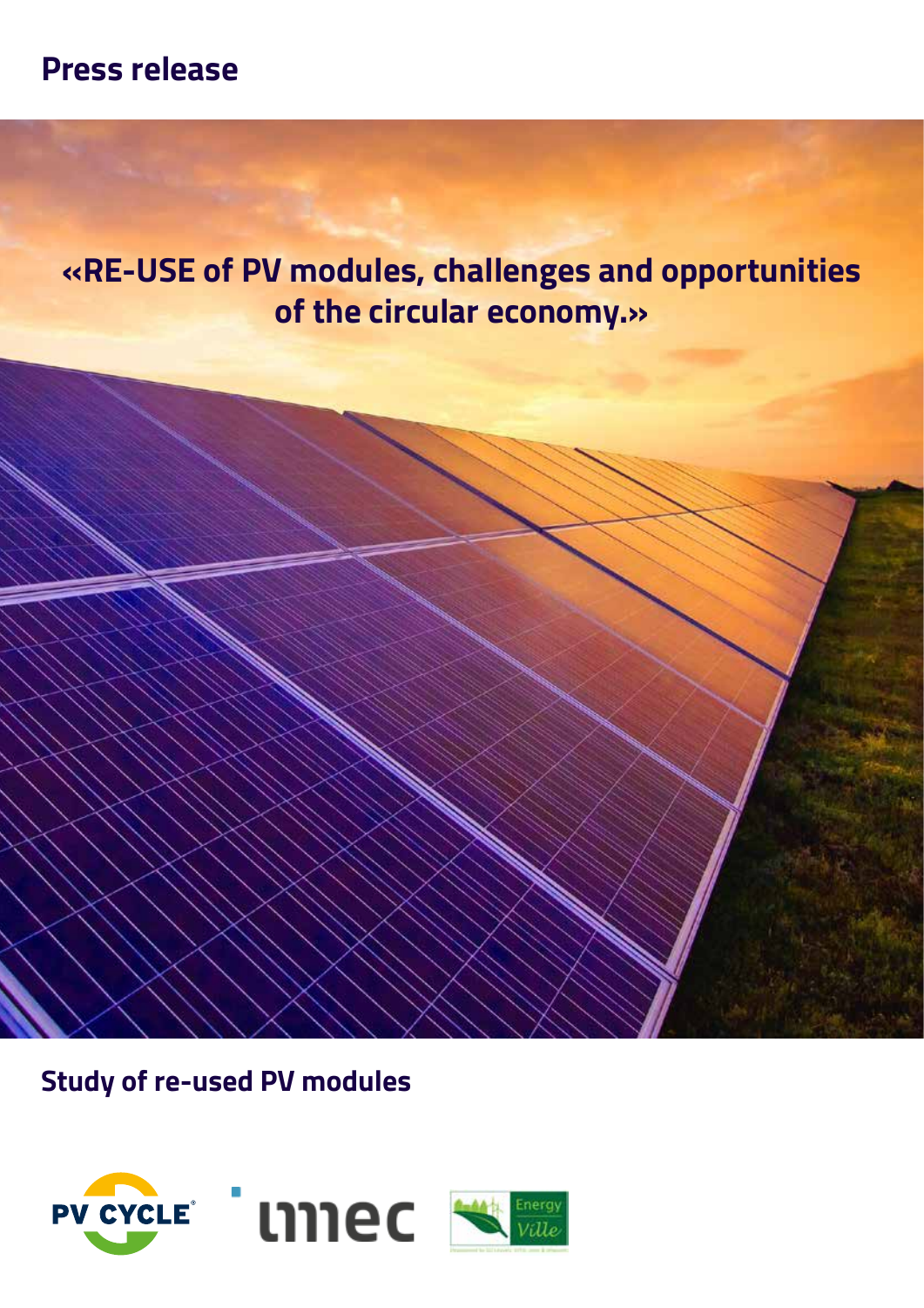# Press release

## «RE-USE of PV modules, challenges and opportunities of the circular economy.»

## Study of re-used PV modules

PV CYCLE   imec   EnergyVille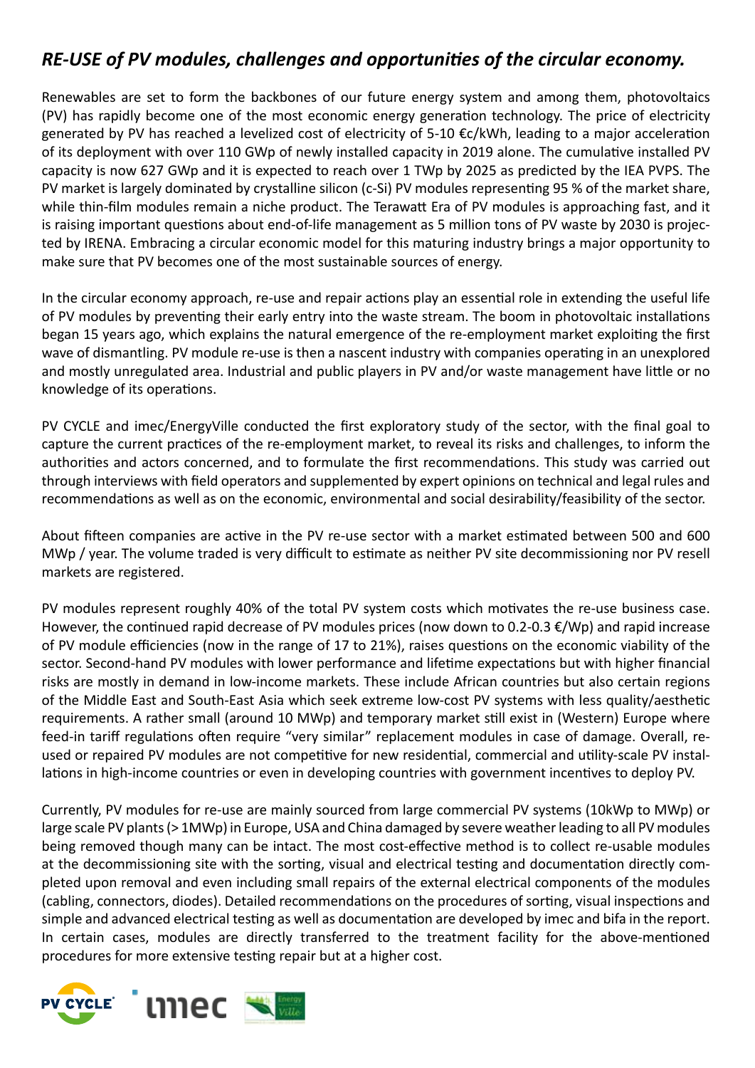## *RE-USE of PV modules, challenges and opportunities of the circular economy.*

Renewables are set to form the backbones of our future energy system and among them, photovoltaics (PV) has rapidly become one of the most economic energy generation technology. The price of electricity generated by PV has reached a levelized cost of electricity of 5-10 €c/kWh, leading to a major acceleration of its deployment with over 110 GWp of newly installed capacity in 2019 alone. The cumulative installed PV capacity is now 627 GWp and it is expected to reach over 1 TWp by 2025 as predicted by the IEA PVPS. The PV market is largely dominated by crystalline silicon (c-Si) PV modules representing 95 % of the market share, while thin-film modules remain a niche product. The Terawatt Era of PV modules is approaching fast, and it is raising important questions about end-of-life management as 5 million tons of PV waste by 2030 is projected by IRENA. Embracing a circular economic model for this maturing industry brings a major opportunity to make sure that PV becomes one of the most sustainable sources of energy.

In the circular economy approach, re-use and repair actions play an essential role in extending the useful life of PV modules by preventing their early entry into the waste stream. The boom in photovoltaic installations began 15 years ago, which explains the natural emergence of the re-employment market exploiting the first wave of dismantling. PV module re-use is then a nascent industry with companies operating in an unexplored and mostly unregulated area. Industrial and public players in PV and/or waste management have little or no knowledge of its operations.

PV CYCLE and imec/EnergyVille conducted the first exploratory study of the sector, with the final goal to capture the current practices of the re-employment market, to reveal its risks and challenges, to inform the authorities and actors concerned, and to formulate the first recommendations. This study was carried out through interviews with field operators and supplemented by expert opinions on technical and legal rules and recommendations as well as on the economic, environmental and social desirability/feasibility of the sector.

About fifteen companies are active in the PV re-use sector with a market estimated between 500 and 600 MWp / year. The volume traded is very difficult to estimate as neither PV site decommissioning nor PV resell markets are registered.

PV modules represent roughly 40% of the total PV system costs which motivates the re-use business case. However, the continued rapid decrease of PV modules prices (now down to 0.2-0.3 €/Wp) and rapid increase of PV module efficiencies (now in the range of 17 to 21%), raises questions on the economic viability of the sector. Second-hand PV modules with lower performance and lifetime expectations but with higher financial risks are mostly in demand in low-income markets. These include African countries but also certain regions of the Middle East and South-East Asia which seek extreme low-cost PV systems with less quality/aesthetic requirements. A rather small (around 10 MWp) and temporary market still exist in (Western) Europe where feed-in tariff regulations often require "very similar" replacement modules in case of damage. Overall, re-used or repaired PV modules are not competitive for new residential, commercial and utility-scale PV installations in high-income countries or even in developing countries with government incentives to deploy PV.

Currently, PV modules for re-use are mainly sourced from large commercial PV systems (10kWp to MWp) or large scale PV plants (> 1MWp) in Europe, USA and China damaged by severe weather leading to all PV modules being removed though many can be intact. The most cost-effective method is to collect re-usable modules at the decommissioning site with the sorting, visual and electrical testing and documentation directly completed upon removal and even including small repairs of the external electrical components of the modules (cabling, connectors, diodes). Detailed recommendations on the procedures of sorting, visual inspections and simple and advanced electrical testing as well as documentation are developed by imec and bifa in the report. In certain cases, modules are directly transferred to the treatment facility for the above-mentioned procedures for more extensive testing repair but at a higher cost.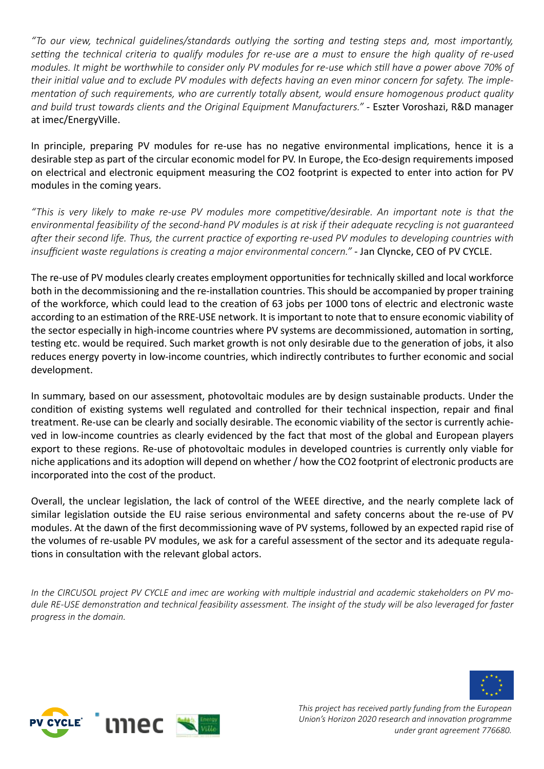*"To our view, technical guidelines/standards outlying the sorting and testing steps and, most importantly, setting the technical criteria to qualify modules for re-use are a must to ensure the high quality of re-used modules. It might be worthwhile to consider only PV modules for re-use which still have a power above 70% of their initial value and to exclude PV modules with defects having an even minor concern for safety. The implementation of such requirements, who are currently totally absent, would ensure homogenous product quality and build trust towards clients and the Original Equipment Manufacturers."* - Eszter Voroshazi, R&D manager at imec/EnergyVille.

In principle, preparing PV modules for re-use has no negative environmental implications, hence it is a desirable step as part of the circular economic model for PV. In Europe, the Eco-design requirements imposed on electrical and electronic equipment measuring the CO2 footprint is expected to enter into action for PV modules in the coming years.

*"This is very likely to make re-use PV modules more competitive/desirable. An important note is that the environmental feasibility of the second-hand PV modules is at risk if their adequate recycling is not guaranteed after their second life. Thus, the current practice of exporting re-used PV modules to developing countries with insufficient waste regulations is creating a major environmental concern."* - Jan Clyncke, CEO of PV CYCLE.

The re-use of PV modules clearly creates employment opportunities for technically skilled and local workforce both in the decommissioning and the re-installation countries. This should be accompanied by proper training of the workforce, which could lead to the creation of 63 jobs per 1000 tons of electric and electronic waste according to an estimation of the RRE-USE network. It is important to note that to ensure economic viability of the sector especially in high-income countries where PV systems are decommissioned, automation in sorting, testing etc. would be required. Such market growth is not only desirable due to the generation of jobs, it also reduces energy poverty in low-income countries, which indirectly contributes to further economic and social development.

In summary, based on our assessment, photovoltaic modules are by design sustainable products. Under the condition of existing systems well regulated and controlled for their technical inspection, repair and final treatment. Re-use can be clearly and socially desirable. The economic viability of the sector is currently achieved in low-income countries as clearly evidenced by the fact that most of the global and European players export to these regions. Re-use of photovoltaic modules in developed countries is currently only viable for niche applications and its adoption will depend on whether / how the CO2 footprint of electronic products are incorporated into the cost of the product.

Overall, the unclear legislation, the lack of control of the WEEE directive, and the nearly complete lack of similar legislation outside the EU raise serious environmental and safety concerns about the re-use of PV modules. At the dawn of the first decommissioning wave of PV systems, followed by an expected rapid rise of the volumes of re-usable PV modules, we ask for a careful assessment of the sector and its adequate regulations in consultation with the relevant global actors.

*In the CIRCUSOL project PV CYCLE and imec are working with multiple industrial and academic stakeholders on PV module RE-USE demonstration and technical feasibility assessment. The insight of the study will be also leveraged for faster progress in the domain.*

*This project has received partly funding from the European Union's Horizon 2020 research and innovation programme under grant agreement 776680.*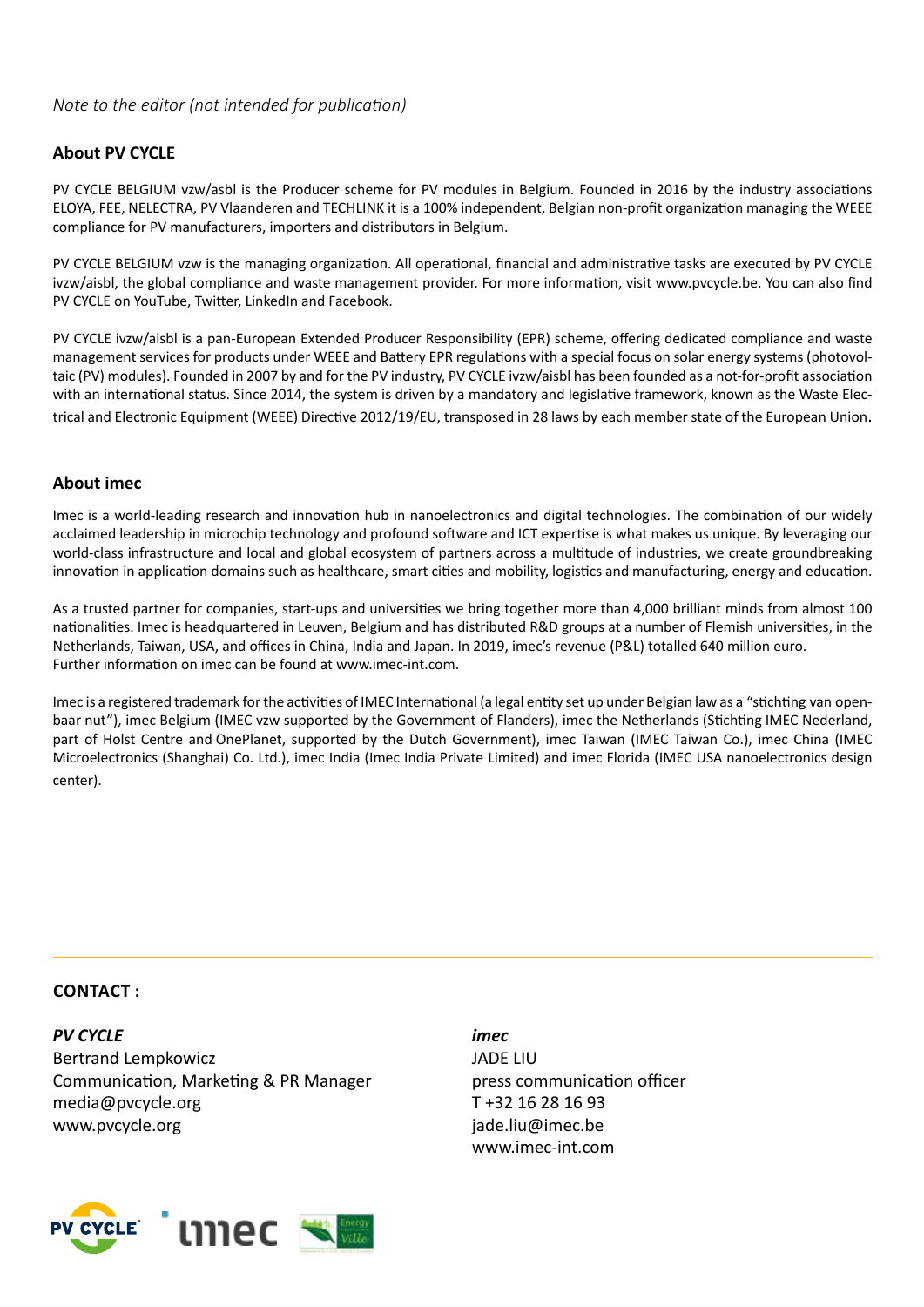*Note to the editor (not intended for publication)*

## About PV CYCLE

PV CYCLE BELGIUM vzw/asbl is the Producer scheme for PV modules in Belgium. Founded in 2016 by the industry associations ELOYA, FEE, NELECTRA, PV Vlaanderen and TECHLINK it is a 100% independent, Belgian non-profit organization managing the WEEE compliance for PV manufacturers, importers and distributors in Belgium.

PV CYCLE BELGIUM vzw is the managing organization. All operational, financial and administrative tasks are executed by PV CYCLE ivzw/aisbl, the global compliance and waste management provider. For more information, visit www.pvcycle.be. You can also find PV CYCLE on YouTube, Twitter, LinkedIn and Facebook.

PV CYCLE ivzw/aisbl is a pan-European Extended Producer Responsibility (EPR) scheme, offering dedicated compliance and waste management services for products under WEEE and Battery EPR regulations with a special focus on solar energy systems (photovoltaic (PV) modules). Founded in 2007 by and for the PV industry, PV CYCLE ivzw/aisbl has been founded as a not-for-profit association with an international status. Since 2014, the system is driven by a mandatory and legislative framework, known as the Waste Electrical and Electronic Equipment (WEEE) Directive 2012/19/EU, transposed in 28 laws by each member state of the European Union.

## About imec

Imec is a world-leading research and innovation hub in nanoelectronics and digital technologies. The combination of our widely acclaimed leadership in microchip technology and profound software and ICT expertise is what makes us unique. By leveraging our world-class infrastructure and local and global ecosystem of partners across a multitude of industries, we create groundbreaking innovation in application domains such as healthcare, smart cities and mobility, logistics and manufacturing, energy and education.

As a trusted partner for companies, start-ups and universities we bring together more than 4,000 brilliant minds from almost 100 nationalities. Imec is headquartered in Leuven, Belgium and has distributed R&D groups at a number of Flemish universities, in the Netherlands, Taiwan, USA, and offices in China, India and Japan. In 2019, imec's revenue (P&L) totalled 640 million euro.
Further information on imec can be found at www.imec-int.com.

Imec is a registered trademark for the activities of IMEC International (a legal entity set up under Belgian law as a "stichting van openbaar nut"), imec Belgium (IMEC vzw supported by the Government of Flanders), imec the Netherlands (Stichting IMEC Nederland, part of Holst Centre and OnePlanet, supported by the Dutch Government), imec Taiwan (IMEC Taiwan Co.), imec China (IMEC Microelectronics (Shanghai) Co. Ltd.), imec India (Imec India Private Limited) and imec Florida (IMEC USA nanoelectronics design center).

---

**CONTACT :**

***PV CYCLE***
Bertrand Lempkowicz
Communication, Marketing & PR Manager
media@pvcycle.org
www.pvcycle.org

***imec***
JADE LIU
press communication officer
T +32 16 28 16 93
jade.liu@imec.be
www.imec-int.com